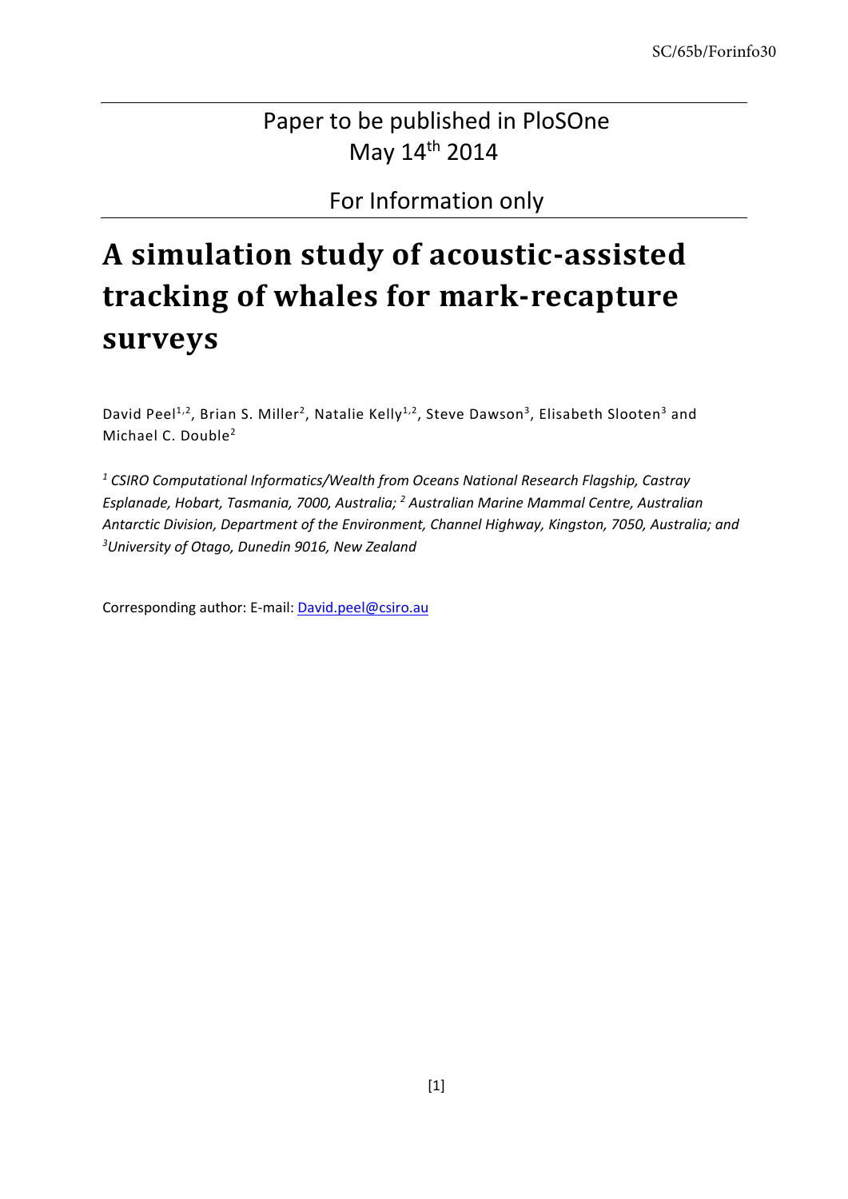SC/65b/Forinfo30

Paper to be published in PloSOne
May 14th 2014

For Information only

# A simulation study of acoustic-assisted tracking of whales for mark-recapture surveys

David Peel[1,2], Brian S. Miller[2], Natalie Kelly[1,2], Steve Dawson[3], Elisabeth Slooten[3] and Michael C. Double[2]

*[1] CSIRO Computational Informatics/Wealth from Oceans National Research Flagship, Castray Esplanade, Hobart, Tasmania, 7000, Australia; [2] Australian Marine Mammal Centre, Australian Antarctic Division, Department of the Environment, Channel Highway, Kingston, 7050, Australia; and [3]University of Otago, Dunedin 9016, New Zealand*

Corresponding author: E-mail: David.peel@csiro.au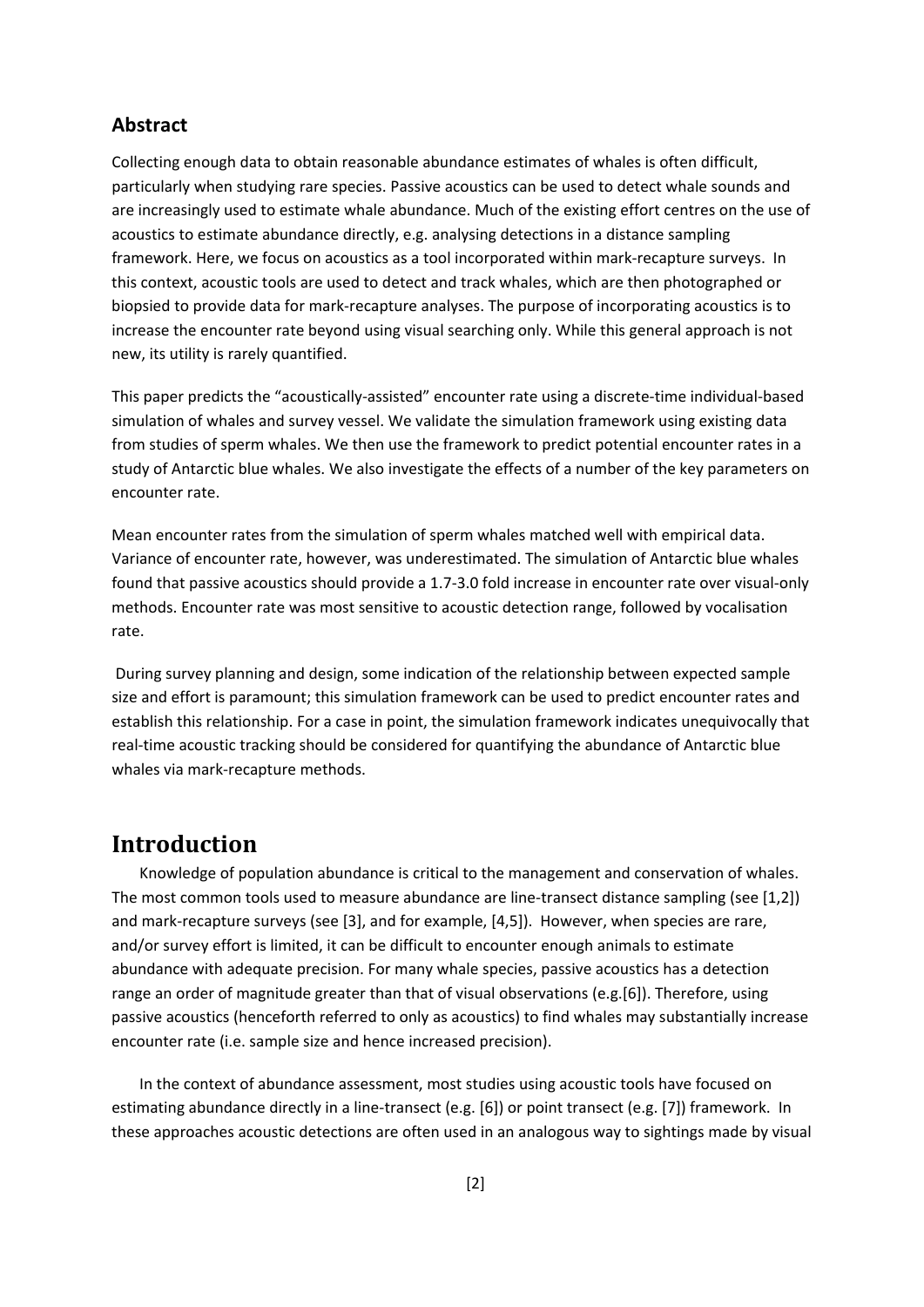## Abstract

Collecting enough data to obtain reasonable abundance estimates of whales is often difficult, particularly when studying rare species. Passive acoustics can be used to detect whale sounds and are increasingly used to estimate whale abundance. Much of the existing effort centres on the use of acoustics to estimate abundance directly, e.g. analysing detections in a distance sampling framework. Here, we focus on acoustics as a tool incorporated within mark-recapture surveys. In this context, acoustic tools are used to detect and track whales, which are then photographed or biopsied to provide data for mark-recapture analyses. The purpose of incorporating acoustics is to increase the encounter rate beyond using visual searching only. While this general approach is not new, its utility is rarely quantified.

This paper predicts the "acoustically-assisted" encounter rate using a discrete-time individual-based simulation of whales and survey vessel. We validate the simulation framework using existing data from studies of sperm whales. We then use the framework to predict potential encounter rates in a study of Antarctic blue whales. We also investigate the effects of a number of the key parameters on encounter rate.

Mean encounter rates from the simulation of sperm whales matched well with empirical data. Variance of encounter rate, however, was underestimated. The simulation of Antarctic blue whales found that passive acoustics should provide a 1.7-3.0 fold increase in encounter rate over visual-only methods. Encounter rate was most sensitive to acoustic detection range, followed by vocalisation rate.

During survey planning and design, some indication of the relationship between expected sample size and effort is paramount; this simulation framework can be used to predict encounter rates and establish this relationship. For a case in point, the simulation framework indicates unequivocally that real-time acoustic tracking should be considered for quantifying the abundance of Antarctic blue whales via mark-recapture methods.

# Introduction

Knowledge of population abundance is critical to the management and conservation of whales. The most common tools used to measure abundance are line-transect distance sampling (see [1,2]) and mark-recapture surveys (see [3], and for example, [4,5]). However, when species are rare, and/or survey effort is limited, it can be difficult to encounter enough animals to estimate abundance with adequate precision. For many whale species, passive acoustics has a detection range an order of magnitude greater than that of visual observations (e.g.[6]). Therefore, using passive acoustics (henceforth referred to only as acoustics) to find whales may substantially increase encounter rate (i.e. sample size and hence increased precision).

In the context of abundance assessment, most studies using acoustic tools have focused on estimating abundance directly in a line-transect (e.g. [6]) or point transect (e.g. [7]) framework. In these approaches acoustic detections are often used in an analogous way to sightings made by visual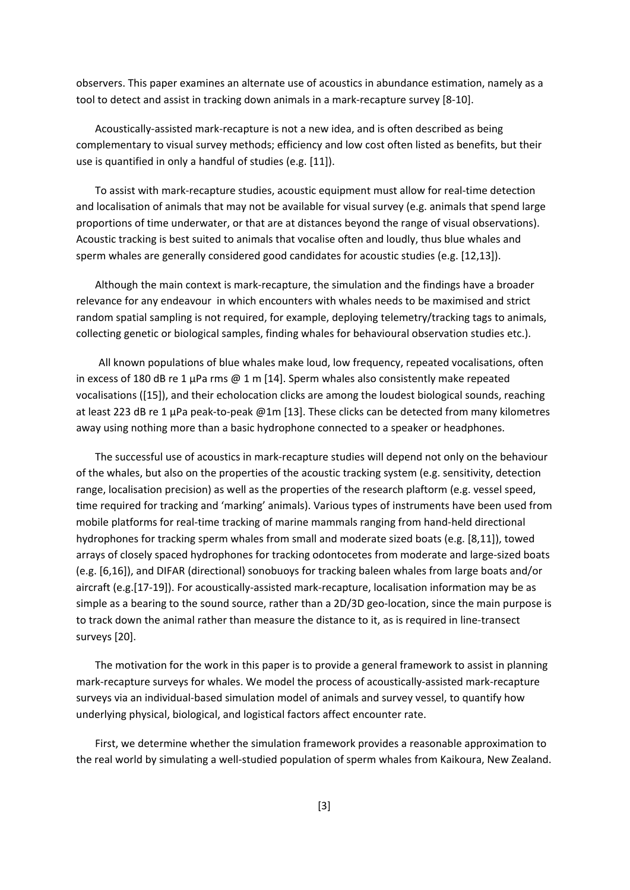observers. This paper examines an alternate use of acoustics in abundance estimation, namely as a tool to detect and assist in tracking down animals in a mark-recapture survey [8-10].

Acoustically-assisted mark-recapture is not a new idea, and is often described as being complementary to visual survey methods; efficiency and low cost often listed as benefits, but their use is quantified in only a handful of studies (e.g. [11]).

To assist with mark-recapture studies, acoustic equipment must allow for real-time detection and localisation of animals that may not be available for visual survey (e.g. animals that spend large proportions of time underwater, or that are at distances beyond the range of visual observations). Acoustic tracking is best suited to animals that vocalise often and loudly, thus blue whales and sperm whales are generally considered good candidates for acoustic studies (e.g. [12,13]).

Although the main context is mark-recapture, the simulation and the findings have a broader relevance for any endeavour in which encounters with whales needs to be maximised and strict random spatial sampling is not required, for example, deploying telemetry/tracking tags to animals, collecting genetic or biological samples, finding whales for behavioural observation studies etc.).

All known populations of blue whales make loud, low frequency, repeated vocalisations, often in excess of 180 dB re 1 µPa rms @ 1 m [14]. Sperm whales also consistently make repeated vocalisations ([15]), and their echolocation clicks are among the loudest biological sounds, reaching at least 223 dB re 1 µPa peak-to-peak @1m [13]. These clicks can be detected from many kilometres away using nothing more than a basic hydrophone connected to a speaker or headphones.

The successful use of acoustics in mark-recapture studies will depend not only on the behaviour of the whales, but also on the properties of the acoustic tracking system (e.g. sensitivity, detection range, localisation precision) as well as the properties of the research plaftorm (e.g. vessel speed, time required for tracking and 'marking' animals). Various types of instruments have been used from mobile platforms for real-time tracking of marine mammals ranging from hand-held directional hydrophones for tracking sperm whales from small and moderate sized boats (e.g. [8,11]), towed arrays of closely spaced hydrophones for tracking odontocetes from moderate and large-sized boats (e.g. [6,16]), and DIFAR (directional) sonobuoys for tracking baleen whales from large boats and/or aircraft (e.g.[17-19]). For acoustically-assisted mark-recapture, localisation information may be as simple as a bearing to the sound source, rather than a 2D/3D geo-location, since the main purpose is to track down the animal rather than measure the distance to it, as is required in line-transect surveys [20].

The motivation for the work in this paper is to provide a general framework to assist in planning mark-recapture surveys for whales. We model the process of acoustically-assisted mark-recapture surveys via an individual-based simulation model of animals and survey vessel, to quantify how underlying physical, biological, and logistical factors affect encounter rate.

First, we determine whether the simulation framework provides a reasonable approximation to the real world by simulating a well-studied population of sperm whales from Kaikoura, New Zealand.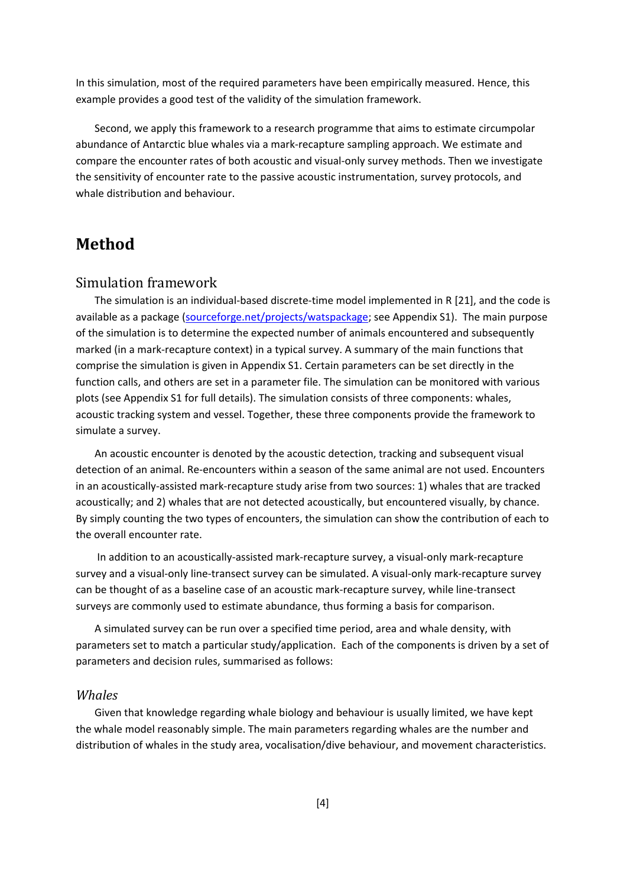In this simulation, most of the required parameters have been empirically measured. Hence, this example provides a good test of the validity of the simulation framework.

Second, we apply this framework to a research programme that aims to estimate circumpolar abundance of Antarctic blue whales via a mark-recapture sampling approach. We estimate and compare the encounter rates of both acoustic and visual-only survey methods. Then we investigate the sensitivity of encounter rate to the passive acoustic instrumentation, survey protocols, and whale distribution and behaviour.

# Method

## Simulation framework

The simulation is an individual-based discrete-time model implemented in R [21], and the code is available as a package (sourceforge.net/projects/watspackage; see Appendix S1). The main purpose of the simulation is to determine the expected number of animals encountered and subsequently marked (in a mark-recapture context) in a typical survey. A summary of the main functions that comprise the simulation is given in Appendix S1. Certain parameters can be set directly in the function calls, and others are set in a parameter file. The simulation can be monitored with various plots (see Appendix S1 for full details). The simulation consists of three components: whales, acoustic tracking system and vessel. Together, these three components provide the framework to simulate a survey.

An acoustic encounter is denoted by the acoustic detection, tracking and subsequent visual detection of an animal. Re-encounters within a season of the same animal are not used. Encounters in an acoustically-assisted mark-recapture study arise from two sources: 1) whales that are tracked acoustically; and 2) whales that are not detected acoustically, but encountered visually, by chance. By simply counting the two types of encounters, the simulation can show the contribution of each to the overall encounter rate.

In addition to an acoustically-assisted mark-recapture survey, a visual-only mark-recapture survey and a visual-only line-transect survey can be simulated. A visual-only mark-recapture survey can be thought of as a baseline case of an acoustic mark-recapture survey, while line-transect surveys are commonly used to estimate abundance, thus forming a basis for comparison.

A simulated survey can be run over a specified time period, area and whale density, with parameters set to match a particular study/application. Each of the components is driven by a set of parameters and decision rules, summarised as follows:

### *Whales*

Given that knowledge regarding whale biology and behaviour is usually limited, we have kept the whale model reasonably simple. The main parameters regarding whales are the number and distribution of whales in the study area, vocalisation/dive behaviour, and movement characteristics.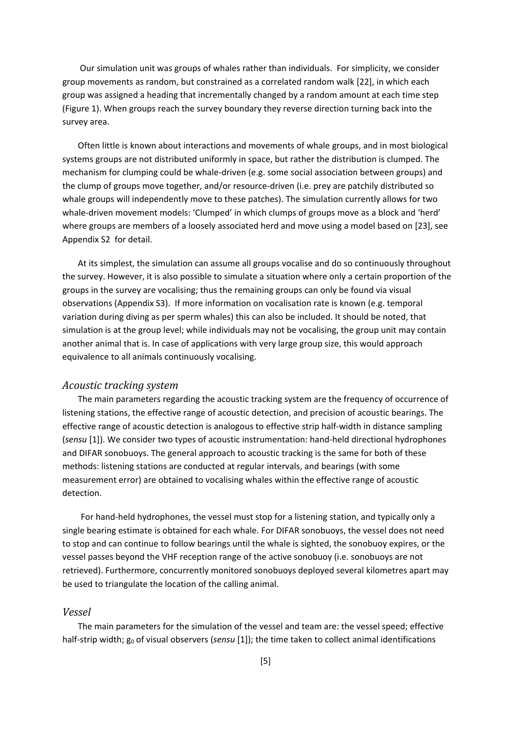Our simulation unit was groups of whales rather than individuals. For simplicity, we consider group movements as random, but constrained as a correlated random walk [22], in which each group was assigned a heading that incrementally changed by a random amount at each time step (Figure 1). When groups reach the survey boundary they reverse direction turning back into the survey area.

Often little is known about interactions and movements of whale groups, and in most biological systems groups are not distributed uniformly in space, but rather the distribution is clumped. The mechanism for clumping could be whale-driven (e.g. some social association between groups) and the clump of groups move together, and/or resource-driven (i.e. prey are patchily distributed so whale groups will independently move to these patches). The simulation currently allows for two whale-driven movement models: 'Clumped' in which clumps of groups move as a block and 'herd' where groups are members of a loosely associated herd and move using a model based on [23], see Appendix S2 for detail.

At its simplest, the simulation can assume all groups vocalise and do so continuously throughout the survey. However, it is also possible to simulate a situation where only a certain proportion of the groups in the survey are vocalising; thus the remaining groups can only be found via visual observations (Appendix S3). If more information on vocalisation rate is known (e.g. temporal variation during diving as per sperm whales) this can also be included. It should be noted, that simulation is at the group level; while individuals may not be vocalising, the group unit may contain another animal that is. In case of applications with very large group size, this would approach equivalence to all animals continuously vocalising.

### *Acoustic tracking system*

The main parameters regarding the acoustic tracking system are the frequency of occurrence of listening stations, the effective range of acoustic detection, and precision of acoustic bearings. The effective range of acoustic detection is analogous to effective strip half-width in distance sampling (*sensu* [1]). We consider two types of acoustic instrumentation: hand-held directional hydrophones and DIFAR sonobuoys. The general approach to acoustic tracking is the same for both of these methods: listening stations are conducted at regular intervals, and bearings (with some measurement error) are obtained to vocalising whales within the effective range of acoustic detection.

For hand-held hydrophones, the vessel must stop for a listening station, and typically only a single bearing estimate is obtained for each whale. For DIFAR sonobuoys, the vessel does not need to stop and can continue to follow bearings until the whale is sighted, the sonobuoy expires, or the vessel passes beyond the VHF reception range of the active sonobuoy (i.e. sonobuoys are not retrieved). Furthermore, concurrently monitored sonobuoys deployed several kilometres apart may be used to triangulate the location of the calling animal.

### *Vessel*

The main parameters for the simulation of the vessel and team are: the vessel speed; effective half-strip width; $g_0$ of visual observers (*sensu* [1]); the time taken to collect animal identifications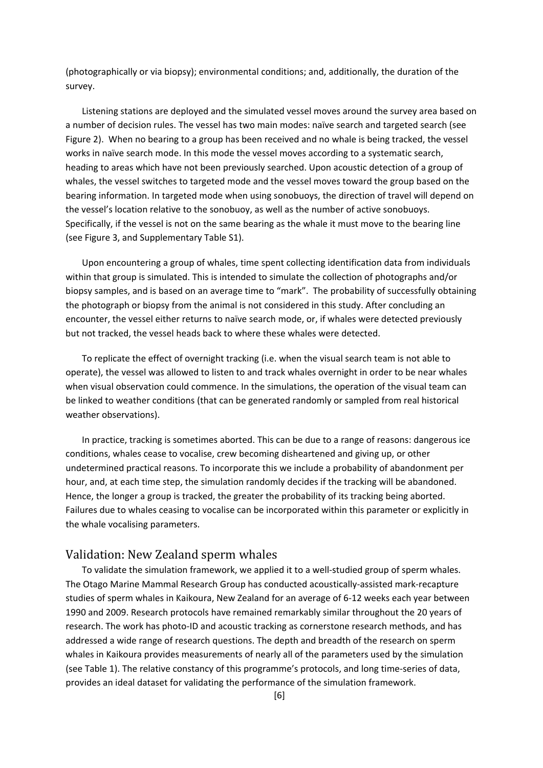(photographically or via biopsy); environmental conditions; and, additionally, the duration of the survey.

Listening stations are deployed and the simulated vessel moves around the survey area based on a number of decision rules. The vessel has two main modes: naïve search and targeted search (see Figure 2). When no bearing to a group has been received and no whale is being tracked, the vessel works in naïve search mode. In this mode the vessel moves according to a systematic search, heading to areas which have not been previously searched. Upon acoustic detection of a group of whales, the vessel switches to targeted mode and the vessel moves toward the group based on the bearing information. In targeted mode when using sonobuoys, the direction of travel will depend on the vessel's location relative to the sonobuoy, as well as the number of active sonobuoys. Specifically, if the vessel is not on the same bearing as the whale it must move to the bearing line (see Figure 3, and Supplementary Table S1).

Upon encountering a group of whales, time spent collecting identification data from individuals within that group is simulated. This is intended to simulate the collection of photographs and/or biopsy samples, and is based on an average time to "mark". The probability of successfully obtaining the photograph or biopsy from the animal is not considered in this study. After concluding an encounter, the vessel either returns to naïve search mode, or, if whales were detected previously but not tracked, the vessel heads back to where these whales were detected.

To replicate the effect of overnight tracking (i.e. when the visual search team is not able to operate), the vessel was allowed to listen to and track whales overnight in order to be near whales when visual observation could commence. In the simulations, the operation of the visual team can be linked to weather conditions (that can be generated randomly or sampled from real historical weather observations).

In practice, tracking is sometimes aborted. This can be due to a range of reasons: dangerous ice conditions, whales cease to vocalise, crew becoming disheartened and giving up, or other undetermined practical reasons. To incorporate this we include a probability of abandonment per hour, and, at each time step, the simulation randomly decides if the tracking will be abandoned. Hence, the longer a group is tracked, the greater the probability of its tracking being aborted. Failures due to whales ceasing to vocalise can be incorporated within this parameter or explicitly in the whale vocalising parameters.

## Validation: New Zealand sperm whales

To validate the simulation framework, we applied it to a well-studied group of sperm whales. The Otago Marine Mammal Research Group has conducted acoustically-assisted mark-recapture studies of sperm whales in Kaikoura, New Zealand for an average of 6-12 weeks each year between 1990 and 2009. Research protocols have remained remarkably similar throughout the 20 years of research. The work has photo-ID and acoustic tracking as cornerstone research methods, and has addressed a wide range of research questions. The depth and breadth of the research on sperm whales in Kaikoura provides measurements of nearly all of the parameters used by the simulation (see Table 1). The relative constancy of this programme's protocols, and long time-series of data, provides an ideal dataset for validating the performance of the simulation framework.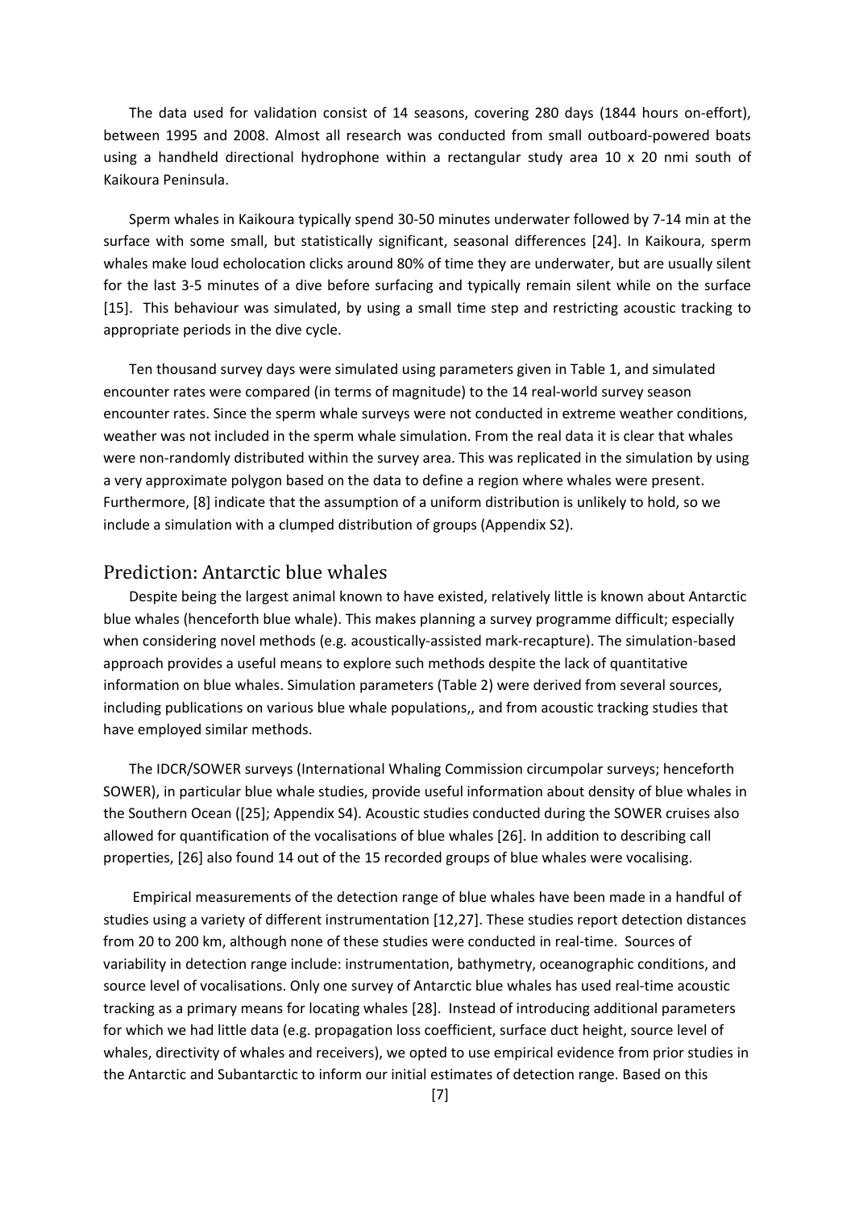The data used for validation consist of 14 seasons, covering 280 days (1844 hours on-effort), between 1995 and 2008. Almost all research was conducted from small outboard-powered boats using a handheld directional hydrophone within a rectangular study area 10 x 20 nmi south of Kaikoura Peninsula.

Sperm whales in Kaikoura typically spend 30-50 minutes underwater followed by 7-14 min at the surface with some small, but statistically significant, seasonal differences [24]. In Kaikoura, sperm whales make loud echolocation clicks around 80% of time they are underwater, but are usually silent for the last 3-5 minutes of a dive before surfacing and typically remain silent while on the surface [15]. This behaviour was simulated, by using a small time step and restricting acoustic tracking to appropriate periods in the dive cycle.

Ten thousand survey days were simulated using parameters given in Table 1, and simulated encounter rates were compared (in terms of magnitude) to the 14 real-world survey season encounter rates. Since the sperm whale surveys were not conducted in extreme weather conditions, weather was not included in the sperm whale simulation. From the real data it is clear that whales were non-randomly distributed within the survey area. This was replicated in the simulation by using a very approximate polygon based on the data to define a region where whales were present. Furthermore, [8] indicate that the assumption of a uniform distribution is unlikely to hold, so we include a simulation with a clumped distribution of groups (Appendix S2).

## Prediction: Antarctic blue whales

Despite being the largest animal known to have existed, relatively little is known about Antarctic blue whales (henceforth blue whale). This makes planning a survey programme difficult; especially when considering novel methods (e.g. acoustically-assisted mark-recapture). The simulation-based approach provides a useful means to explore such methods despite the lack of quantitative information on blue whales. Simulation parameters (Table 2) were derived from several sources, including publications on various blue whale populations,, and from acoustic tracking studies that have employed similar methods.

The IDCR/SOWER surveys (International Whaling Commission circumpolar surveys; henceforth SOWER), in particular blue whale studies, provide useful information about density of blue whales in the Southern Ocean ([25]; Appendix S4). Acoustic studies conducted during the SOWER cruises also allowed for quantification of the vocalisations of blue whales [26]. In addition to describing call properties, [26] also found 14 out of the 15 recorded groups of blue whales were vocalising.

Empirical measurements of the detection range of blue whales have been made in a handful of studies using a variety of different instrumentation [12,27]. These studies report detection distances from 20 to 200 km, although none of these studies were conducted in real-time. Sources of variability in detection range include: instrumentation, bathymetry, oceanographic conditions, and source level of vocalisations. Only one survey of Antarctic blue whales has used real-time acoustic tracking as a primary means for locating whales [28]. Instead of introducing additional parameters for which we had little data (e.g. propagation loss coefficient, surface duct height, source level of whales, directivity of whales and receivers), we opted to use empirical evidence from prior studies in the Antarctic and Subantarctic to inform our initial estimates of detection range. Based on this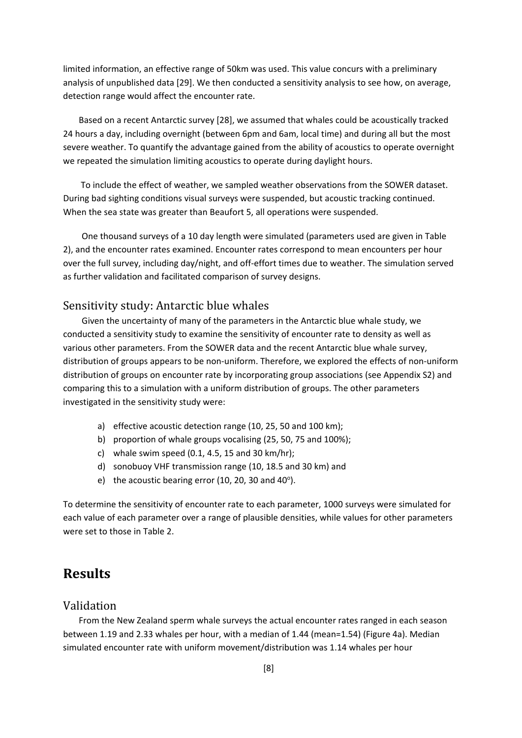limited information, an effective range of 50km was used. This value concurs with a preliminary analysis of unpublished data [29]. We then conducted a sensitivity analysis to see how, on average, detection range would affect the encounter rate.

Based on a recent Antarctic survey [28], we assumed that whales could be acoustically tracked 24 hours a day, including overnight (between 6pm and 6am, local time) and during all but the most severe weather. To quantify the advantage gained from the ability of acoustics to operate overnight we repeated the simulation limiting acoustics to operate during daylight hours.

To include the effect of weather, we sampled weather observations from the SOWER dataset. During bad sighting conditions visual surveys were suspended, but acoustic tracking continued. When the sea state was greater than Beaufort 5, all operations were suspended.

One thousand surveys of a 10 day length were simulated (parameters used are given in Table 2), and the encounter rates examined. Encounter rates correspond to mean encounters per hour over the full survey, including day/night, and off-effort times due to weather. The simulation served as further validation and facilitated comparison of survey designs.

## Sensitivity study: Antarctic blue whales

Given the uncertainty of many of the parameters in the Antarctic blue whale study, we conducted a sensitivity study to examine the sensitivity of encounter rate to density as well as various other parameters. From the SOWER data and the recent Antarctic blue whale survey, distribution of groups appears to be non-uniform. Therefore, we explored the effects of non-uniform distribution of groups on encounter rate by incorporating group associations (see Appendix S2) and comparing this to a simulation with a uniform distribution of groups. The other parameters investigated in the sensitivity study were:

a) effective acoustic detection range (10, 25, 50 and 100 km);
b) proportion of whale groups vocalising (25, 50, 75 and 100%);
c) whale swim speed (0.1, 4.5, 15 and 30 km/hr);
d) sonobuoy VHF transmission range (10, 18.5 and 30 km) and
e) the acoustic bearing error (10, 20, 30 and 40$^{o}$).

To determine the sensitivity of encounter rate to each parameter, 1000 surveys were simulated for each value of each parameter over a range of plausible densities, while values for other parameters were set to those in Table 2.

# Results

## Validation

From the New Zealand sperm whale surveys the actual encounter rates ranged in each season between 1.19 and 2.33 whales per hour, with a median of 1.44 (mean=1.54) (Figure 4a). Median simulated encounter rate with uniform movement/distribution was 1.14 whales per hour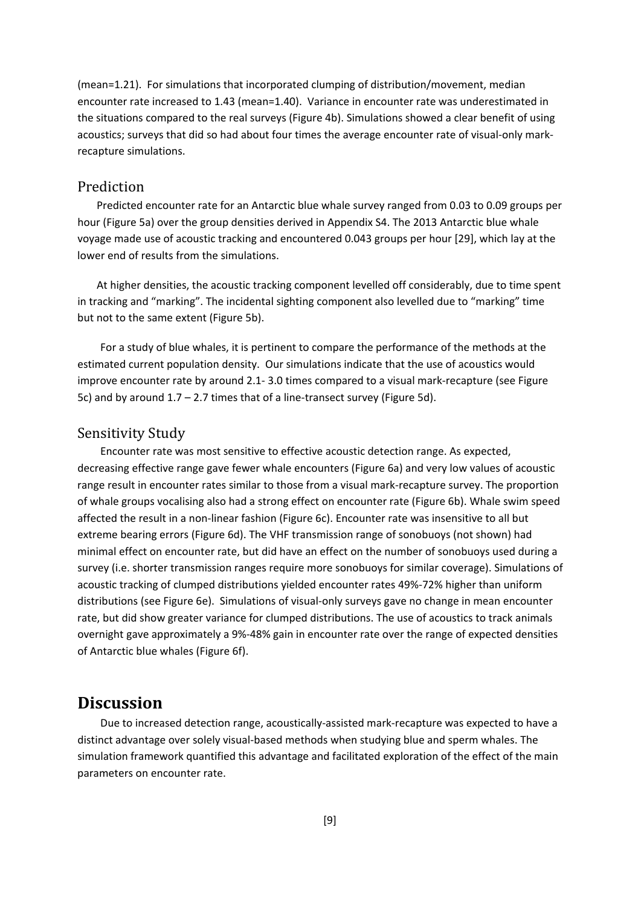(mean=1.21). For simulations that incorporated clumping of distribution/movement, median encounter rate increased to 1.43 (mean=1.40). Variance in encounter rate was underestimated in the situations compared to the real surveys (Figure 4b). Simulations showed a clear benefit of using acoustics; surveys that did so had about four times the average encounter rate of visual-only mark-recapture simulations.

## Prediction

Predicted encounter rate for an Antarctic blue whale survey ranged from 0.03 to 0.09 groups per hour (Figure 5a) over the group densities derived in Appendix S4. The 2013 Antarctic blue whale voyage made use of acoustic tracking and encountered 0.043 groups per hour [29], which lay at the lower end of results from the simulations.

At higher densities, the acoustic tracking component levelled off considerably, due to time spent in tracking and "marking". The incidental sighting component also levelled due to "marking" time but not to the same extent (Figure 5b).

For a study of blue whales, it is pertinent to compare the performance of the methods at the estimated current population density. Our simulations indicate that the use of acoustics would improve encounter rate by around 2.1- 3.0 times compared to a visual mark-recapture (see Figure 5c) and by around 1.7 – 2.7 times that of a line-transect survey (Figure 5d).

## Sensitivity Study

Encounter rate was most sensitive to effective acoustic detection range. As expected, decreasing effective range gave fewer whale encounters (Figure 6a) and very low values of acoustic range result in encounter rates similar to those from a visual mark-recapture survey. The proportion of whale groups vocalising also had a strong effect on encounter rate (Figure 6b). Whale swim speed affected the result in a non-linear fashion (Figure 6c). Encounter rate was insensitive to all but extreme bearing errors (Figure 6d). The VHF transmission range of sonobuoys (not shown) had minimal effect on encounter rate, but did have an effect on the number of sonobuoys used during a survey (i.e. shorter transmission ranges require more sonobuoys for similar coverage). Simulations of acoustic tracking of clumped distributions yielded encounter rates 49%-72% higher than uniform distributions (see Figure 6e). Simulations of visual-only surveys gave no change in mean encounter rate, but did show greater variance for clumped distributions. The use of acoustics to track animals overnight gave approximately a 9%-48% gain in encounter rate over the range of expected densities of Antarctic blue whales (Figure 6f).

# Discussion

Due to increased detection range, acoustically-assisted mark-recapture was expected to have a distinct advantage over solely visual-based methods when studying blue and sperm whales. The simulation framework quantified this advantage and facilitated exploration of the effect of the main parameters on encounter rate.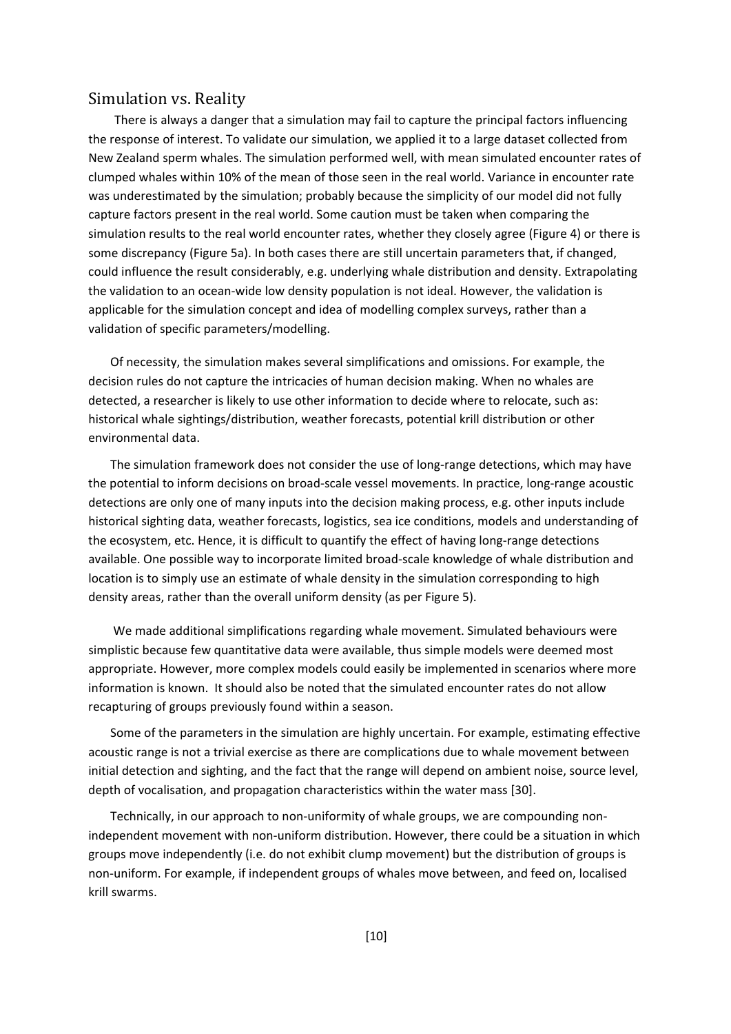## Simulation vs. Reality

There is always a danger that a simulation may fail to capture the principal factors influencing the response of interest. To validate our simulation, we applied it to a large dataset collected from New Zealand sperm whales. The simulation performed well, with mean simulated encounter rates of clumped whales within 10% of the mean of those seen in the real world. Variance in encounter rate was underestimated by the simulation; probably because the simplicity of our model did not fully capture factors present in the real world. Some caution must be taken when comparing the simulation results to the real world encounter rates, whether they closely agree (Figure 4) or there is some discrepancy (Figure 5a). In both cases there are still uncertain parameters that, if changed, could influence the result considerably, e.g. underlying whale distribution and density. Extrapolating the validation to an ocean-wide low density population is not ideal. However, the validation is applicable for the simulation concept and idea of modelling complex surveys, rather than a validation of specific parameters/modelling.

Of necessity, the simulation makes several simplifications and omissions. For example, the decision rules do not capture the intricacies of human decision making. When no whales are detected, a researcher is likely to use other information to decide where to relocate, such as: historical whale sightings/distribution, weather forecasts, potential krill distribution or other environmental data.

The simulation framework does not consider the use of long-range detections, which may have the potential to inform decisions on broad-scale vessel movements. In practice, long-range acoustic detections are only one of many inputs into the decision making process, e.g. other inputs include historical sighting data, weather forecasts, logistics, sea ice conditions, models and understanding of the ecosystem, etc. Hence, it is difficult to quantify the effect of having long-range detections available. One possible way to incorporate limited broad-scale knowledge of whale distribution and location is to simply use an estimate of whale density in the simulation corresponding to high density areas, rather than the overall uniform density (as per Figure 5).

We made additional simplifications regarding whale movement. Simulated behaviours were simplistic because few quantitative data were available, thus simple models were deemed most appropriate. However, more complex models could easily be implemented in scenarios where more information is known. It should also be noted that the simulated encounter rates do not allow recapturing of groups previously found within a season.

Some of the parameters in the simulation are highly uncertain. For example, estimating effective acoustic range is not a trivial exercise as there are complications due to whale movement between initial detection and sighting, and the fact that the range will depend on ambient noise, source level, depth of vocalisation, and propagation characteristics within the water mass [30].

Technically, in our approach to non-uniformity of whale groups, we are compounding non-independent movement with non-uniform distribution. However, there could be a situation in which groups move independently (i.e. do not exhibit clump movement) but the distribution of groups is non-uniform. For example, if independent groups of whales move between, and feed on, localised krill swarms.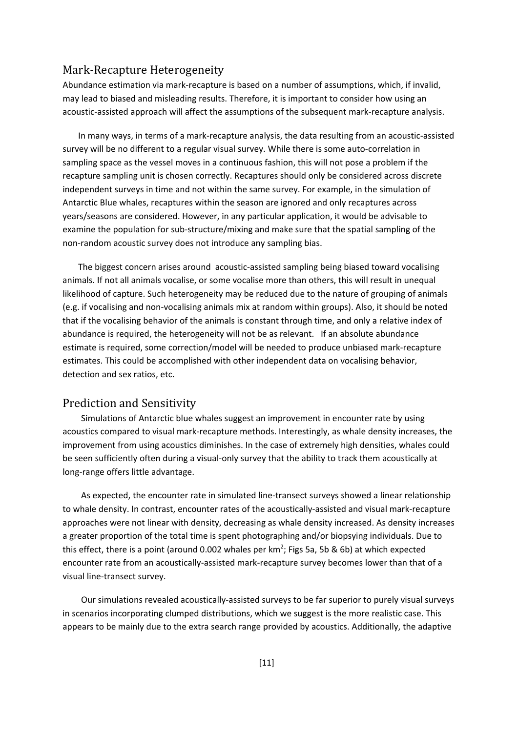## Mark-Recapture Heterogeneity

Abundance estimation via mark-recapture is based on a number of assumptions, which, if invalid, may lead to biased and misleading results. Therefore, it is important to consider how using an acoustic-assisted approach will affect the assumptions of the subsequent mark-recapture analysis.

In many ways, in terms of a mark-recapture analysis, the data resulting from an acoustic-assisted survey will be no different to a regular visual survey. While there is some auto-correlation in sampling space as the vessel moves in a continuous fashion, this will not pose a problem if the recapture sampling unit is chosen correctly. Recaptures should only be considered across discrete independent surveys in time and not within the same survey. For example, in the simulation of Antarctic Blue whales, recaptures within the season are ignored and only recaptures across years/seasons are considered. However, in any particular application, it would be advisable to examine the population for sub-structure/mixing and make sure that the spatial sampling of the non-random acoustic survey does not introduce any sampling bias.

The biggest concern arises around acoustic-assisted sampling being biased toward vocalising animals. If not all animals vocalise, or some vocalise more than others, this will result in unequal likelihood of capture. Such heterogeneity may be reduced due to the nature of grouping of animals (e.g. if vocalising and non-vocalising animals mix at random within groups). Also, it should be noted that if the vocalising behavior of the animals is constant through time, and only a relative index of abundance is required, the heterogeneity will not be as relevant. If an absolute abundance estimate is required, some correction/model will be needed to produce unbiased mark-recapture estimates. This could be accomplished with other independent data on vocalising behavior, detection and sex ratios, etc.

## Prediction and Sensitivity

Simulations of Antarctic blue whales suggest an improvement in encounter rate by using acoustics compared to visual mark-recapture methods. Interestingly, as whale density increases, the improvement from using acoustics diminishes. In the case of extremely high densities, whales could be seen sufficiently often during a visual-only survey that the ability to track them acoustically at long-range offers little advantage.

As expected, the encounter rate in simulated line-transect surveys showed a linear relationship to whale density. In contrast, encounter rates of the acoustically-assisted and visual mark-recapture approaches were not linear with density, decreasing as whale density increased. As density increases a greater proportion of the total time is spent photographing and/or biopsying individuals. Due to this effect, there is a point (around 0.002 whales per km$^2$; Figs 5a, 5b & 6b) at which expected encounter rate from an acoustically-assisted mark-recapture survey becomes lower than that of a visual line-transect survey.

Our simulations revealed acoustically-assisted surveys to be far superior to purely visual surveys in scenarios incorporating clumped distributions, which we suggest is the more realistic case. This appears to be mainly due to the extra search range provided by acoustics. Additionally, the adaptive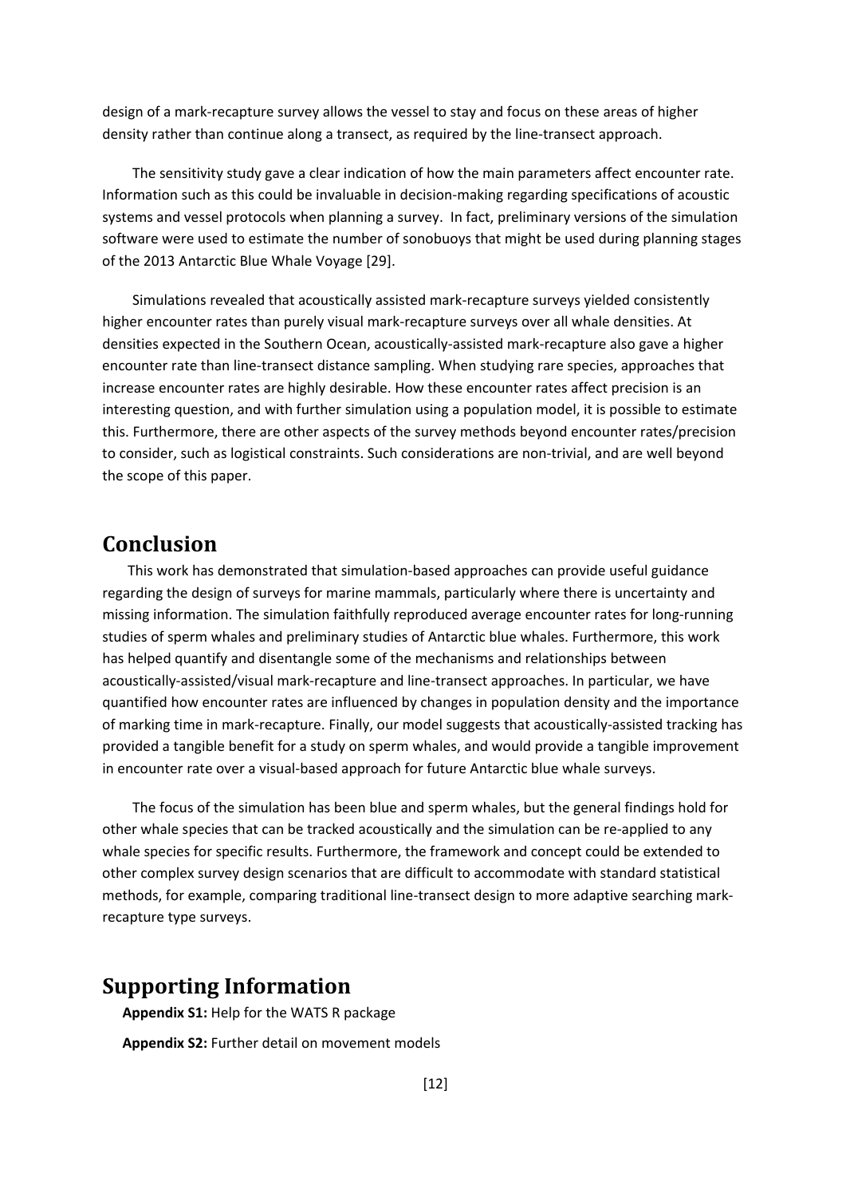design of a mark-recapture survey allows the vessel to stay and focus on these areas of higher density rather than continue along a transect, as required by the line-transect approach.

The sensitivity study gave a clear indication of how the main parameters affect encounter rate. Information such as this could be invaluable in decision-making regarding specifications of acoustic systems and vessel protocols when planning a survey. In fact, preliminary versions of the simulation software were used to estimate the number of sonobuoys that might be used during planning stages of the 2013 Antarctic Blue Whale Voyage [29].

Simulations revealed that acoustically assisted mark-recapture surveys yielded consistently higher encounter rates than purely visual mark-recapture surveys over all whale densities. At densities expected in the Southern Ocean, acoustically-assisted mark-recapture also gave a higher encounter rate than line-transect distance sampling. When studying rare species, approaches that increase encounter rates are highly desirable. How these encounter rates affect precision is an interesting question, and with further simulation using a population model, it is possible to estimate this. Furthermore, there are other aspects of the survey methods beyond encounter rates/precision to consider, such as logistical constraints. Such considerations are non-trivial, and are well beyond the scope of this paper.

# Conclusion

This work has demonstrated that simulation-based approaches can provide useful guidance regarding the design of surveys for marine mammals, particularly where there is uncertainty and missing information. The simulation faithfully reproduced average encounter rates for long-running studies of sperm whales and preliminary studies of Antarctic blue whales. Furthermore, this work has helped quantify and disentangle some of the mechanisms and relationships between acoustically-assisted/visual mark-recapture and line-transect approaches. In particular, we have quantified how encounter rates are influenced by changes in population density and the importance of marking time in mark-recapture. Finally, our model suggests that acoustically-assisted tracking has provided a tangible benefit for a study on sperm whales, and would provide a tangible improvement in encounter rate over a visual-based approach for future Antarctic blue whale surveys.

The focus of the simulation has been blue and sperm whales, but the general findings hold for other whale species that can be tracked acoustically and the simulation can be re-applied to any whale species for specific results. Furthermore, the framework and concept could be extended to other complex survey design scenarios that are difficult to accommodate with standard statistical methods, for example, comparing traditional line-transect design to more adaptive searching mark-recapture type surveys.

# Supporting Information

**Appendix S1:** Help for the WATS R package

**Appendix S2:** Further detail on movement models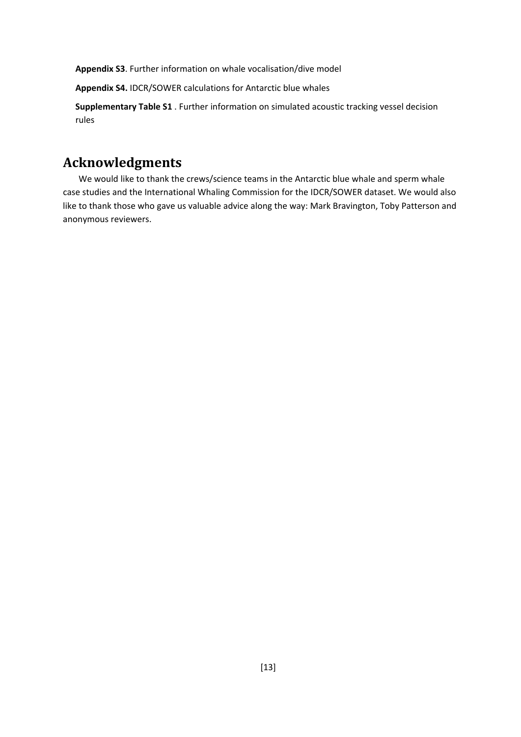**Appendix S3**. Further information on whale vocalisation/dive model

**Appendix S4.** IDCR/SOWER calculations for Antarctic blue whales

**Supplementary Table S1** . Further information on simulated acoustic tracking vessel decision rules

## Acknowledgments

We would like to thank the crews/science teams in the Antarctic blue whale and sperm whale case studies and the International Whaling Commission for the IDCR/SOWER dataset. We would also like to thank those who gave us valuable advice along the way: Mark Bravington, Toby Patterson and anonymous reviewers.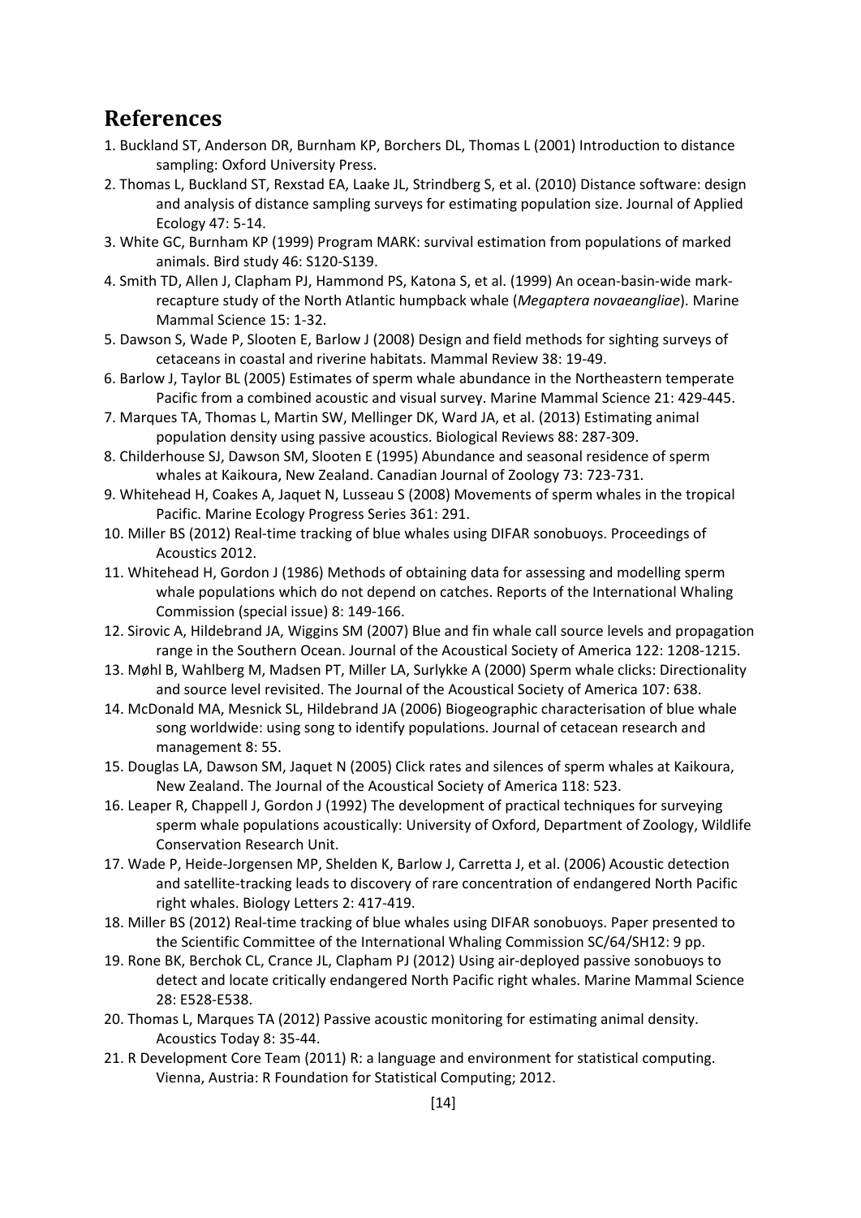## References

1. Buckland ST, Anderson DR, Burnham KP, Borchers DL, Thomas L (2001) Introduction to distance sampling: Oxford University Press.
2. Thomas L, Buckland ST, Rexstad EA, Laake JL, Strindberg S, et al. (2010) Distance software: design and analysis of distance sampling surveys for estimating population size. Journal of Applied Ecology 47: 5-14.
3. White GC, Burnham KP (1999) Program MARK: survival estimation from populations of marked animals. Bird study 46: S120-S139.
4. Smith TD, Allen J, Clapham PJ, Hammond PS, Katona S, et al. (1999) An ocean-basin-wide mark-recapture study of the North Atlantic humpback whale (*Megaptera novaeangliae*). Marine Mammal Science 15: 1-32.
5. Dawson S, Wade P, Slooten E, Barlow J (2008) Design and field methods for sighting surveys of cetaceans in coastal and riverine habitats. Mammal Review 38: 19-49.
6. Barlow J, Taylor BL (2005) Estimates of sperm whale abundance in the Northeastern temperate Pacific from a combined acoustic and visual survey. Marine Mammal Science 21: 429-445.
7. Marques TA, Thomas L, Martin SW, Mellinger DK, Ward JA, et al. (2013) Estimating animal population density using passive acoustics. Biological Reviews 88: 287-309.
8. Childerhouse SJ, Dawson SM, Slooten E (1995) Abundance and seasonal residence of sperm whales at Kaikoura, New Zealand. Canadian Journal of Zoology 73: 723-731.
9. Whitehead H, Coakes A, Jaquet N, Lusseau S (2008) Movements of sperm whales in the tropical Pacific. Marine Ecology Progress Series 361: 291.
10. Miller BS (2012) Real-time tracking of blue whales using DIFAR sonobuoys. Proceedings of Acoustics 2012.
11. Whitehead H, Gordon J (1986) Methods of obtaining data for assessing and modelling sperm whale populations which do not depend on catches. Reports of the International Whaling Commission (special issue) 8: 149-166.
12. Sirovic A, Hildebrand JA, Wiggins SM (2007) Blue and fin whale call source levels and propagation range in the Southern Ocean. Journal of the Acoustical Society of America 122: 1208-1215.
13. Møhl B, Wahlberg M, Madsen PT, Miller LA, Surlykke A (2000) Sperm whale clicks: Directionality and source level revisited. The Journal of the Acoustical Society of America 107: 638.
14. McDonald MA, Mesnick SL, Hildebrand JA (2006) Biogeographic characterisation of blue whale song worldwide: using song to identify populations. Journal of cetacean research and management 8: 55.
15. Douglas LA, Dawson SM, Jaquet N (2005) Click rates and silences of sperm whales at Kaikoura, New Zealand. The Journal of the Acoustical Society of America 118: 523.
16. Leaper R, Chappell J, Gordon J (1992) The development of practical techniques for surveying sperm whale populations acoustically: University of Oxford, Department of Zoology, Wildlife Conservation Research Unit.
17. Wade P, Heide-Jorgensen MP, Shelden K, Barlow J, Carretta J, et al. (2006) Acoustic detection and satellite-tracking leads to discovery of rare concentration of endangered North Pacific right whales. Biology Letters 2: 417-419.
18. Miller BS (2012) Real-time tracking of blue whales using DIFAR sonobuoys. Paper presented to the Scientific Committee of the International Whaling Commission SC/64/SH12: 9 pp.
19. Rone BK, Berchok CL, Crance JL, Clapham PJ (2012) Using air-deployed passive sonobuoys to detect and locate critically endangered North Pacific right whales. Marine Mammal Science 28: E528-E538.
20. Thomas L, Marques TA (2012) Passive acoustic monitoring for estimating animal density. Acoustics Today 8: 35-44.
21. R Development Core Team (2011) R: a language and environment for statistical computing. Vienna, Austria: R Foundation for Statistical Computing; 2012.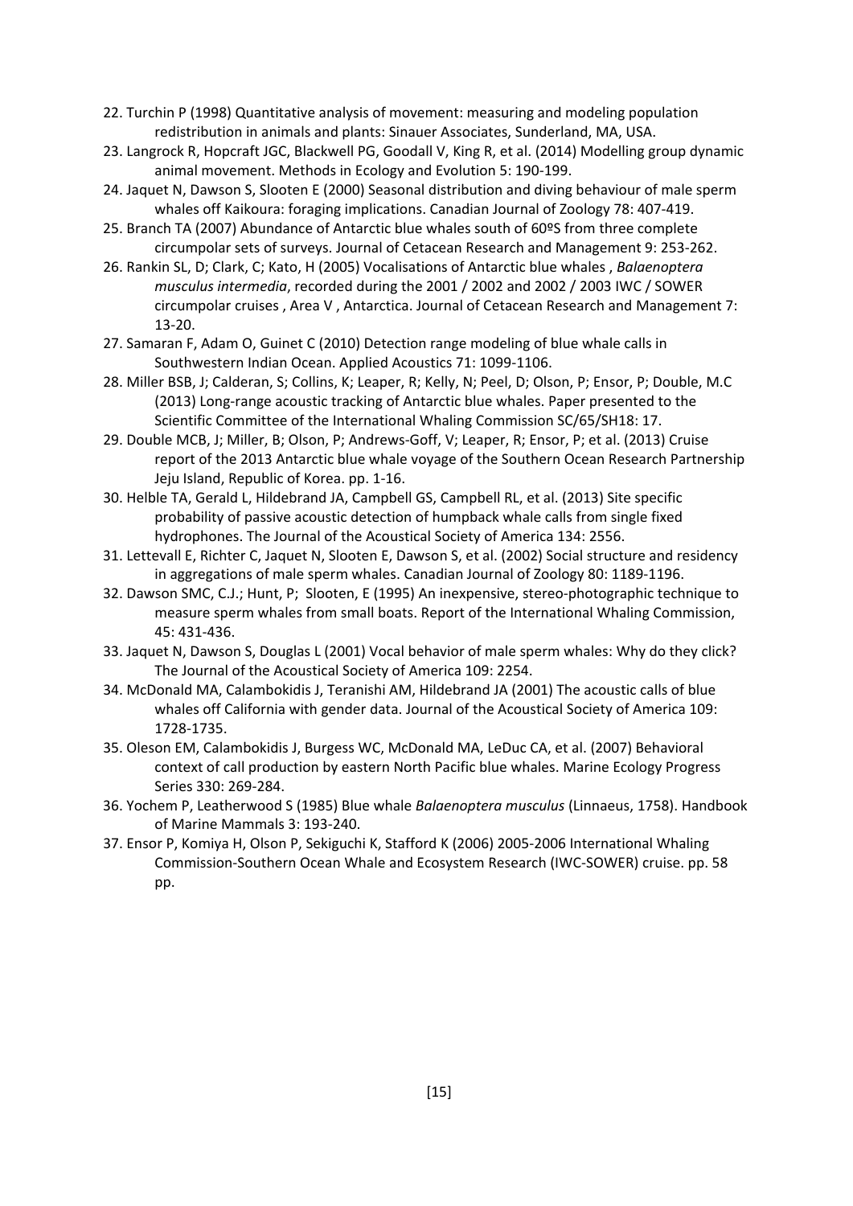22. Turchin P (1998) Quantitative analysis of movement: measuring and modeling population redistribution in animals and plants: Sinauer Associates, Sunderland, MA, USA.
23. Langrock R, Hopcraft JGC, Blackwell PG, Goodall V, King R, et al. (2014) Modelling group dynamic animal movement. Methods in Ecology and Evolution 5: 190-199.
24. Jaquet N, Dawson S, Slooten E (2000) Seasonal distribution and diving behaviour of male sperm whales off Kaikoura: foraging implications. Canadian Journal of Zoology 78: 407-419.
25. Branch TA (2007) Abundance of Antarctic blue whales south of 60ºS from three complete circumpolar sets of surveys. Journal of Cetacean Research and Management 9: 253-262.
26. Rankin SL, D; Clark, C; Kato, H (2005) Vocalisations of Antarctic blue whales , *Balaenoptera musculus intermedia*, recorded during the 2001 / 2002 and 2002 / 2003 IWC / SOWER circumpolar cruises , Area V , Antarctica. Journal of Cetacean Research and Management 7: 13-20.
27. Samaran F, Adam O, Guinet C (2010) Detection range modeling of blue whale calls in Southwestern Indian Ocean. Applied Acoustics 71: 1099-1106.
28. Miller BSB, J; Calderan, S; Collins, K; Leaper, R; Kelly, N; Peel, D; Olson, P; Ensor, P; Double, M.C (2013) Long-range acoustic tracking of Antarctic blue whales. Paper presented to the Scientific Committee of the International Whaling Commission SC/65/SH18: 17.
29. Double MCB, J; Miller, B; Olson, P; Andrews-Goff, V; Leaper, R; Ensor, P; et al. (2013) Cruise report of the 2013 Antarctic blue whale voyage of the Southern Ocean Research Partnership Jeju Island, Republic of Korea. pp. 1-16.
30. Helble TA, Gerald L, Hildebrand JA, Campbell GS, Campbell RL, et al. (2013) Site specific probability of passive acoustic detection of humpback whale calls from single fixed hydrophones. The Journal of the Acoustical Society of America 134: 2556.
31. Lettevall E, Richter C, Jaquet N, Slooten E, Dawson S, et al. (2002) Social structure and residency in aggregations of male sperm whales. Canadian Journal of Zoology 80: 1189-1196.
32. Dawson SMC, C.J.; Hunt, P; Slooten, E (1995) An inexpensive, stereo-photographic technique to measure sperm whales from small boats. Report of the International Whaling Commission, 45: 431-436.
33. Jaquet N, Dawson S, Douglas L (2001) Vocal behavior of male sperm whales: Why do they click? The Journal of the Acoustical Society of America 109: 2254.
34. McDonald MA, Calambokidis J, Teranishi AM, Hildebrand JA (2001) The acoustic calls of blue whales off California with gender data. Journal of the Acoustical Society of America 109: 1728-1735.
35. Oleson EM, Calambokidis J, Burgess WC, McDonald MA, LeDuc CA, et al. (2007) Behavioral context of call production by eastern North Pacific blue whales. Marine Ecology Progress Series 330: 269-284.
36. Yochem P, Leatherwood S (1985) Blue whale *Balaenoptera musculus* (Linnaeus, 1758). Handbook of Marine Mammals 3: 193-240.
37. Ensor P, Komiya H, Olson P, Sekiguchi K, Stafford K (2006) 2005-2006 International Whaling Commission-Southern Ocean Whale and Ecosystem Research (IWC-SOWER) cruise. pp. 58 pp.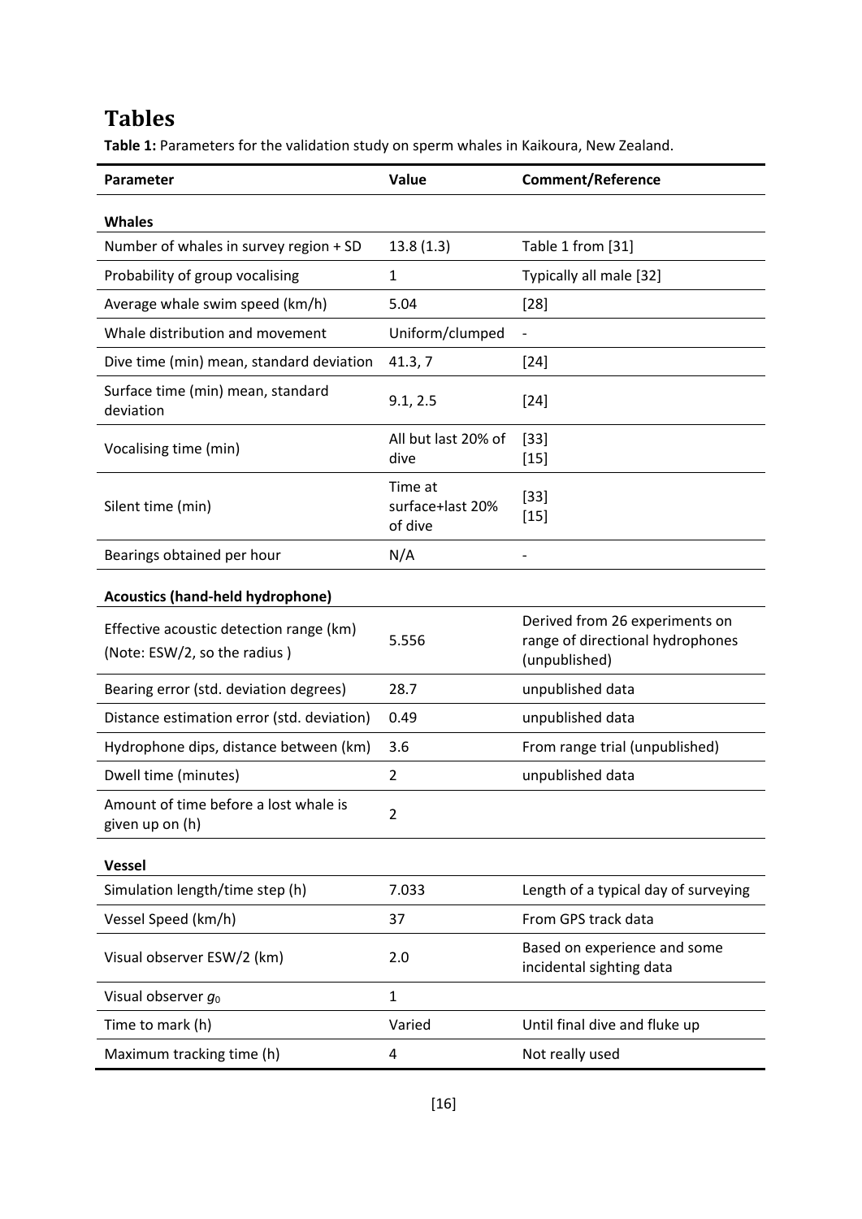# Tables

**Table 1:** Parameters for the validation study on sperm whales in Kaikoura, New Zealand.

| Parameter | Value | Comment/Reference |
|---|---|---|
| **Whales** | | |
| Number of whales in survey region + SD | 13.8 (1.3) | Table 1 from [31] |
| Probability of group vocalising | 1 | Typically all male [32] |
| Average whale swim speed (km/h) | 5.04 | [28] |
| Whale distribution and movement | Uniform/clumped | - |
| Dive time (min) mean, standard deviation | 41.3, 7 | [24] |
| Surface time (min) mean, standard deviation | 9.1, 2.5 | [24] |
| Vocalising time (min) | All but last 20% of dive | [33] [15] |
| Silent time (min) | Time at surface+last 20% of dive | [33] [15] |
| Bearings obtained per hour | N/A | - |
| **Acoustics (hand-held hydrophone)** | | |
| Effective acoustic detection range (km) (Note: ESW/2, so the radius ) | 5.556 | Derived from 26 experiments on range of directional hydrophones (unpublished) |
| Bearing error (std. deviation degrees) | 28.7 | unpublished data |
| Distance estimation error (std. deviation) | 0.49 | unpublished data |
| Hydrophone dips, distance between (km) | 3.6 | From range trial (unpublished) |
| Dwell time (minutes) | 2 | unpublished data |
| Amount of time before a lost whale is given up on (h) | 2 | |
| **Vessel** | | |
| Simulation length/time step (h) | 7.033 | Length of a typical day of surveying |
| Vessel Speed (km/h) | 37 | From GPS track data |
| Visual observer ESW/2 (km) | 2.0 | Based on experience and some incidental sighting data |
| Visual observer $g_0$ | 1 | |
| Time to mark (h) | Varied | Until final dive and fluke up |
| Maximum tracking time (h) | 4 | Not really used |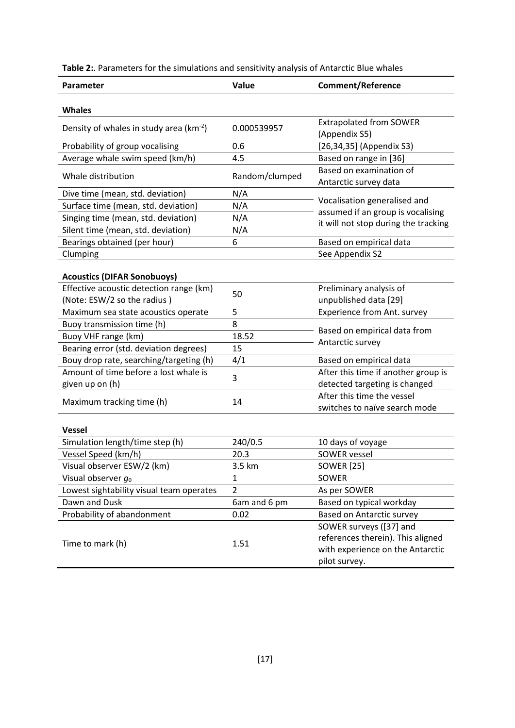**Table 2:**. Parameters for the simulations and sensitivity analysis of Antarctic Blue whales

| Parameter | Value | Comment/Reference |
|---|---|---|
| **Whales** | | |
| Density of whales in study area (km$^{-2}$) | 0.000539957 | Extrapolated from SOWER (Appendix S5) |
| Probability of group vocalising | 0.6 | [26,34,35] (Appendix S3) |
| Average whale swim speed (km/h) | 4.5 | Based on range in [36] |
| Whale distribution | Random/clumped | Based on examination of Antarctic survey data |
| Dive time (mean, std. deviation) | N/A | Vocalisation generalised and assumed if an group is vocalising it will not stop during the tracking |
| Surface time (mean, std. deviation) | N/A | |
| Singing time (mean, std. deviation) | N/A | |
| Silent time (mean, std. deviation) | N/A | |
| Bearings obtained (per hour) | 6 | Based on empirical data |
| Clumping | | See Appendix S2 |
| **Acoustics (DIFAR Sonobuoys)** | | |
| Effective acoustic detection range (km) (Note: ESW/2 so the radius ) | 50 | Preliminary analysis of unpublished data [29] |
| Maximum sea state acoustics operate | 5 | Experience from Ant. survey |
| Buoy transmission time (h) | 8 | Based on empirical data from Antarctic survey |
| Buoy VHF range (km) | 18.52 | |
| Bearing error (std. deviation degrees) | 15 | |
| Bouy drop rate, searching/targeting (h) | 4/1 | Based on empirical data |
| Amount of time before a lost whale is given up on (h) | 3 | After this time if another group is detected targeting is changed |
| Maximum tracking time (h) | 14 | After this time the vessel switches to naïve search mode |
| **Vessel** | | |
| Simulation length/time step (h) | 240/0.5 | 10 days of voyage |
| Vessel Speed (km/h) | 20.3 | SOWER vessel |
| Visual observer ESW/2 (km) | 3.5 km | SOWER [25] |
| Visual observer $g_0$ | 1 | SOWER |
| Lowest sightability visual team operates | 2 | As per SOWER |
| Dawn and Dusk | 6am and 6 pm | Based on typical workday |
| Probability of abandonment | 0.02 | Based on Antarctic survey |
| Time to mark (h) | 1.51 | SOWER surveys ([37] and references therein). This aligned with experience on the Antarctic pilot survey. |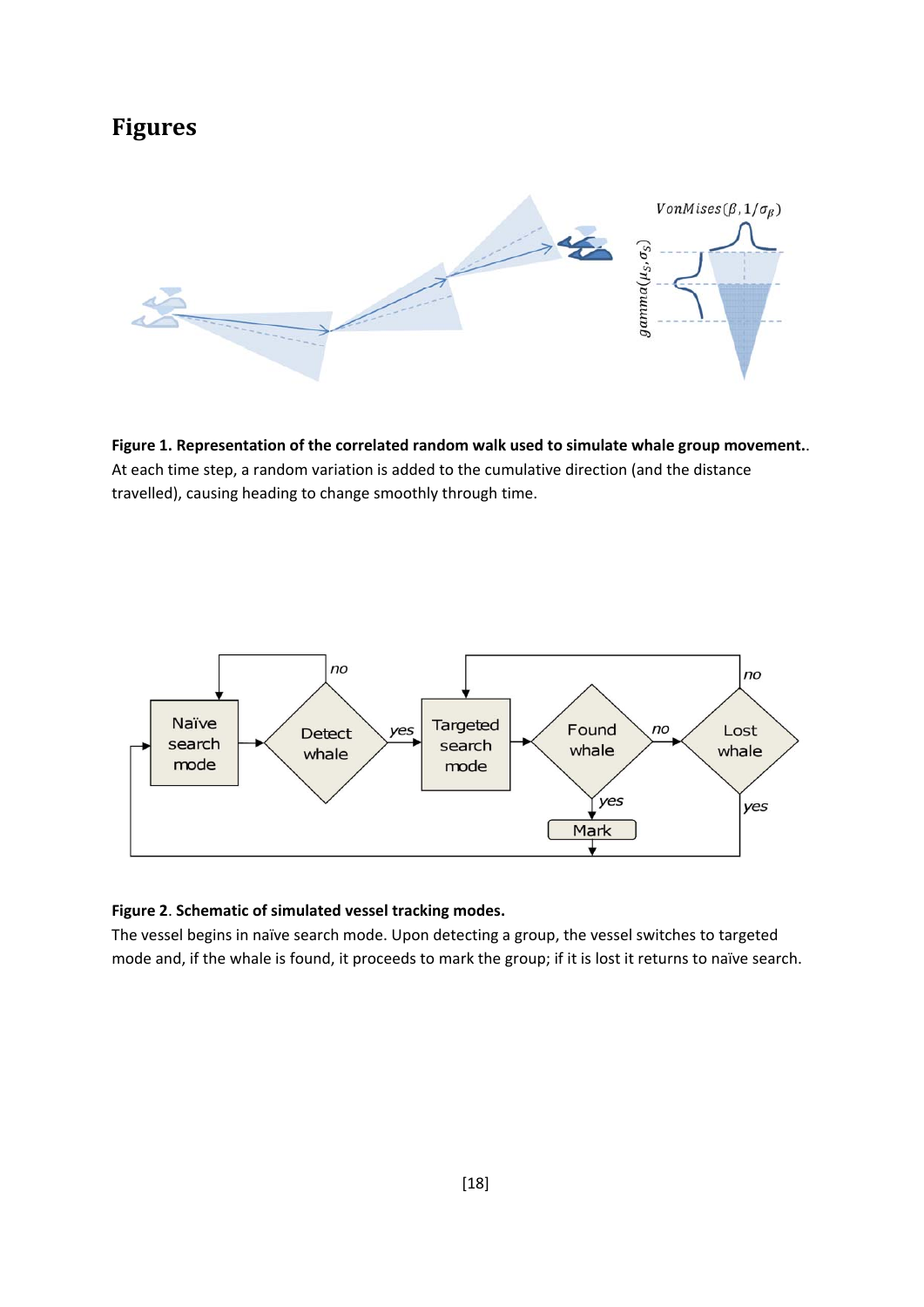# Figures

**Figure 1. Representation of the correlated random walk used to simulate whale group movement.**. At each time step, a random variation is added to the cumulative direction (and the distance travelled), causing heading to change smoothly through time.

**Figure 2**. **Schematic of simulated vessel tracking modes.**
The vessel begins in naïve search mode. Upon detecting a group, the vessel switches to targeted mode and, if the whale is found, it proceeds to mark the group; if it is lost it returns to naïve search.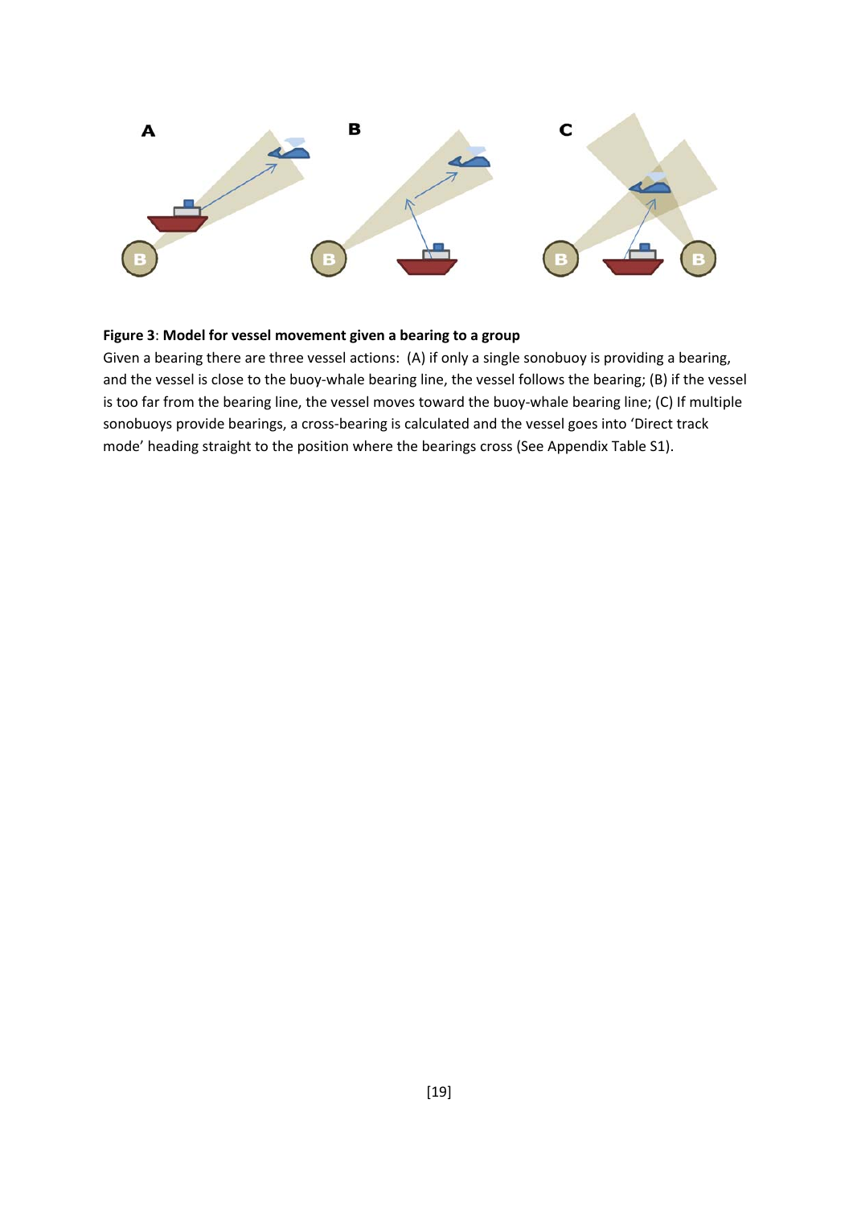**Figure 3**: **Model for vessel movement given a bearing to a group**

Given a bearing there are three vessel actions: (A) if only a single sonobuoy is providing a bearing, and the vessel is close to the buoy-whale bearing line, the vessel follows the bearing; (B) if the vessel is too far from the bearing line, the vessel moves toward the buoy-whale bearing line; (C) If multiple sonobuoys provide bearings, a cross-bearing is calculated and the vessel goes into 'Direct track mode' heading straight to the position where the bearings cross (See Appendix Table S1).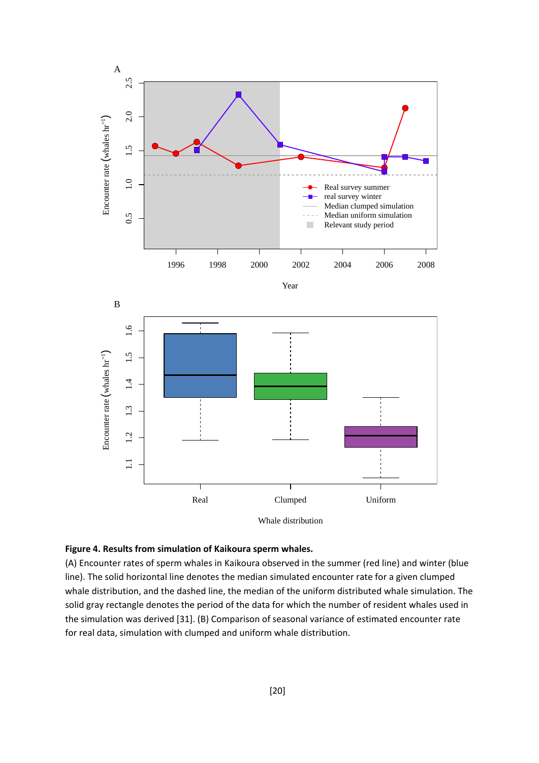**Figure 4. Results from simulation of Kaikoura sperm whales.**

(A) Encounter rates of sperm whales in Kaikoura observed in the summer (red line) and winter (blue line). The solid horizontal line denotes the median simulated encounter rate for a given clumped whale distribution, and the dashed line, the median of the uniform distributed whale simulation. The solid gray rectangle denotes the period of the data for which the number of resident whales used in the simulation was derived [31]. (B) Comparison of seasonal variance of estimated encounter rate for real data, simulation with clumped and uniform whale distribution.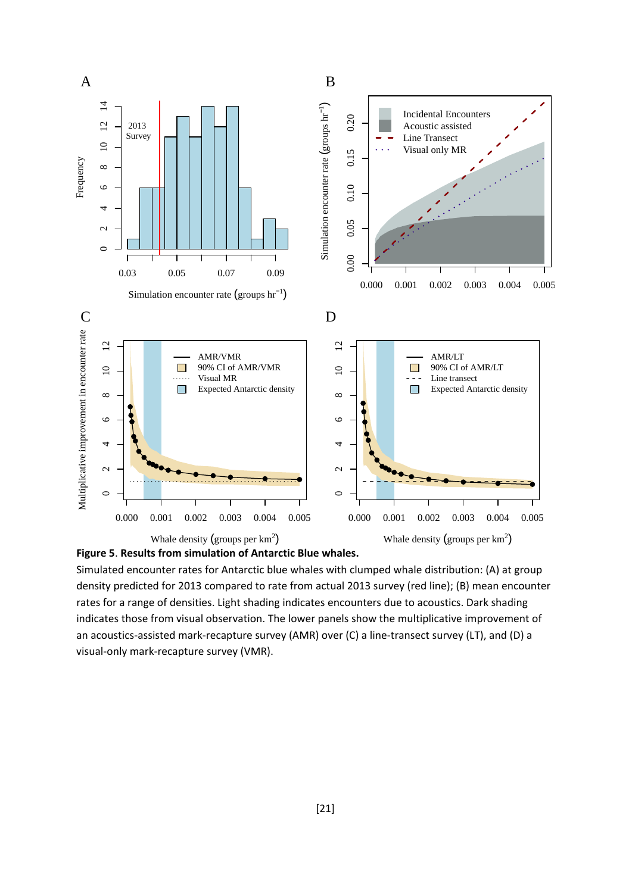**Figure 5**. **Results from simulation of Antarctic Blue whales.**

Simulated encounter rates for Antarctic blue whales with clumped whale distribution: (A) at group density predicted for 2013 compared to rate from actual 2013 survey (red line); (B) mean encounter rates for a range of densities. Light shading indicates encounters due to acoustics. Dark shading indicates those from visual observation. The lower panels show the multiplicative improvement of an acoustics-assisted mark-recapture survey (AMR) over (C) a line-transect survey (LT), and (D) a visual-only mark-recapture survey (VMR).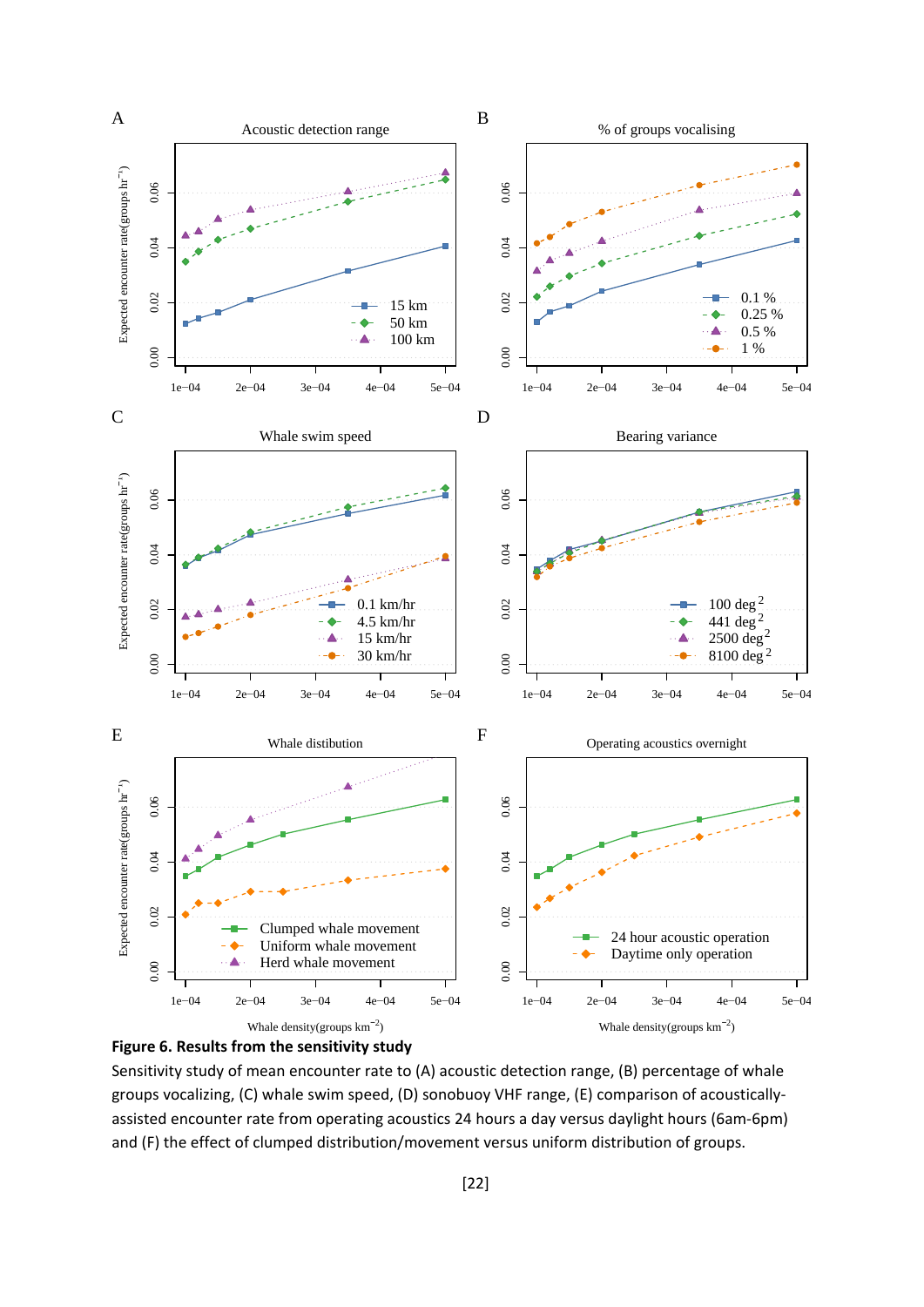A

Acoustic detection range

Expected encounter rate(groups hr$^{-1}$)

0.00 0.02 0.04 0.06

1e−04 2e−04 3e−04 4e−04 5e−04

15 km
50 km
100 km

B

% of groups vocalising

0.00 0.02 0.04 0.06

1e−04 2e−04 3e−04 4e−04 5e−04

0.1 %
0.25 %
0.5 %
1 %

C

Whale swim speed

Expected encounter rate(groups hr$^{-1}$)

0.00 0.02 0.04 0.06

1e−04 2e−04 3e−04 4e−04 5e−04

0.1 km/hr
4.5 km/hr
15 km/hr
30 km/hr

D

Bearing variance

0.00 0.02 0.04 0.06

1e−04 2e−04 3e−04 4e−04 5e−04

100 deg$^2$
441 deg$^2$
2500 deg$^2$
8100 deg$^2$

E

Whale distibution

Expected encounter rate(groups hr$^{-1}$)

0.00 0.02 0.04 0.06

1e−04 2e−04 3e−04 4e−04 5e−04

Clumped whale movement
Uniform whale movement
Herd whale movement

Whale density(groups km$^{-2}$)

F

Operating acoustics overnight

0.00 0.02 0.04 0.06

1e−04 2e−04 3e−04 4e−04 5e−04

24 hour acoustic operation
Daytime only operation

Whale density(groups km$^{-2}$)

**Figure 6. Results from the sensitivity study**

Sensitivity study of mean encounter rate to (A) acoustic detection range, (B) percentage of whale groups vocalizing, (C) whale swim speed, (D) sonobuoy VHF range, (E) comparison of acoustically-assisted encounter rate from operating acoustics 24 hours a day versus daylight hours (6am-6pm) and (F) the effect of clumped distribution/movement versus uniform distribution of groups.